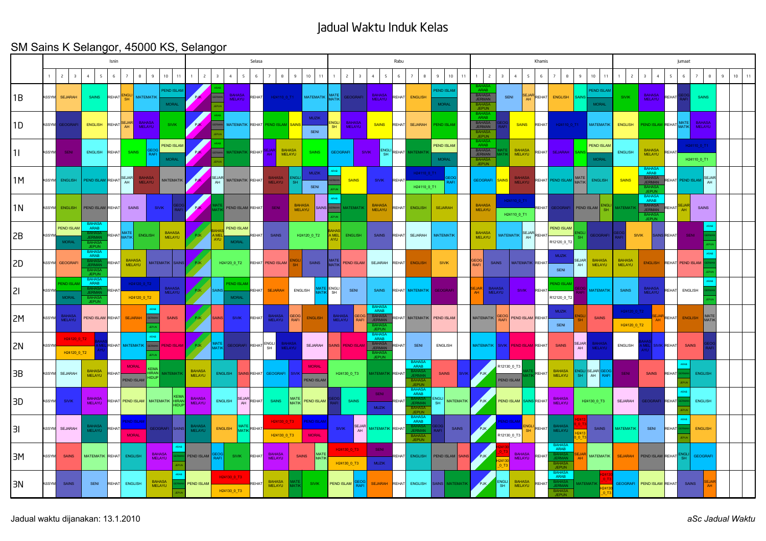# Jadual Waktu Induk Kelas

## SM Sains K Selangor, 45000 KS, Selangor

Each day has periods 1–11. Subjects that span several periods are listed once. Alternatives taught in the same slot are separated by "/".

| Kelas | Isnin | Selasa | Rabu | Khamis | Jumaat |
|---|---|---|---|---|---|
| 1B | ASSYM, SEJARAH, SAINS, REHAT, ENGLISH, MATEMATIK, PEND ISLAM / MORAL | PJK, ARAB / GERMAN / JEPUN, BAHASA MELAYU, REHAT, H24110_0_T1, MATEMATIK | MATEMATIK, GEOGRAFI, BAHASA MELAYU, REHAT, ENGLISH, PEND ISLAM / MORAL | BAHASA ARAB / BAHASA JERMAN / BAHASA JEPUN, SAINS, SEJARAH, REHAT, ENGLISH, SAINS, PEND ISLAM / MORAL | SIVIK, BAHASA MELAYU, REHAT, GEOGRAFI, SAINS |
| 1D | ASSYM, GEOGRAFI, ENGLISH, REHAT, SEJARAH, BAHASA MELAYU, SIVIK | PJK, ARAB / GERMAN / JEPUN, MATEMATIK, REHAT, PEND ISLAM, SAINS, MUZIK / SENI | ENGLISH, BAHASA MELAYU, SAINS, REHAT, SEJARAH, PEND ISLAM | BAHASA ARAB / BAHASA JERMAN / BAHASA JEPUN, GEOGRAFI, SAINS, REHAT, H24110_0_T1, MATEMATIK | ENGLISH, PEND ISLAM, REHAT, MATEMATIK, BAHASA MELAYU |
| 1I | ASSYM, SENI, ENGLISH, REHAT, SAINS, GEOGRAFI, PEND ISLAM / MORAL | PJK, ARAB / GERMAN / JEPUN, MATEMATIK, REHAT, SEJARAH, BAHASA MELAYU, SAINS | GEOGRAFI, SIVIK, ENGLISH, REHAT, MATEMATIK, PEND ISLAM / MORAL | BAHASA ARAB / BAHASA JERMAN / BAHASA JEPUN, MATEMATIK, BAHASA MELAYU, REHAT, SEJARAH, SAINS, PEND ISLAM / MORAL | ENGLISH, BAHASA MELAYU, REHAT, H24110_0_T1 / H24110_0_T1 |
| 1M | ASSYM, ENGLISH, PEND ISLAM, REHAT, SEJARAH, BAHASA MELAYU, MATEMATIK | PJK, SEJARAH, MATEMATIK, REHAT, BAHASA MELAYU, ENGLISH, MUZIK / SENI | ARAB / GERMAN / JEPUN, SAINS, SIVIK, REHAT, H24110_0_T1 / H24110_0_T1, GEOGRAFI | GEOGRAFI, SAINS, BAHASA MELAYU, REHAT, PEND ISLAM, MATEMATIK, ENGLISH | SAINS, BAHASA ARAB / BAHASA JERMAN / BAHASA JEPUN, REHAT, PEND ISLAM, SEJARAH |
| 1N | ASSYM, ENGLISH, PEND ISLAM, REHAT, SAINS, SIVIK, GEOGRAFI | PJK, MATEMATIK, PEND ISLAM, REHAT, SENI, BAHASA MELAYU, SAINS | ARAB / GERMAN / JEPUN, MATEMATIK, BAHASA MELAYU, REHAT, ENGLISH, SEJARAH | BAHASA MELAYU, H24110_0_T1 / H24110_0_T1, REHAT, GEOGRAFI, PEND ISLAM, ENGLISH | MATEMATIK, BAHASA ARAB / BAHASA JERMAN / BAHASA JEPUN, REHAT, SEJARAH, SAINS |
| 2B | ASSYM, PEND ISLAM / MORAL, BAHASA ARAB / BAHASA JERMAN / BAHASA JEPUN, REHAT, MATEMATIK, ENGLISH, BAHASA MELAYU | PJK, BAHASA MELAYU, PEND ISLAM / MORAL, REHAT, SAINS, H24120_0_T2 | BAHASA MELAYU, ENGLISH, SAINS, REHAT, SEJARAH, MATEMATIK | BAHASA MELAYU, MATEMATIK, SEJARAH, REHAT, PEND ISLAM / R12120_0_T2, ENGLISH, GEOGRAFI | GEOGRAFI, SIVIK, SAINS, REHAT, SENI, ARAB / GERMAN / JEPUN |
| 2D | ASSYM, GEOGRAFI, BAHASA ARAB / BAHASA JERMAN / BAHASA JEPUN, REHAT, BAHASA MELAYU, MATEMATIK, SAINS | PJK, H24120_0_T2, REHAT, PEND ISLAM, ENGLISH, SAINS | MATEMATIK, PEND ISLAM, SEJARAH, REHAT, ENGLISH, SIVIK | GEOGRAFI, SAINS, MATEMATIK, REHAT, MUZIK / SENI, SEJARAH, BAHASA MELAYU | BAHASA MELAYU, ENGLISH, REHAT, PEND ISLAM, ARAB / GERMAN / JEPUN |
| 2I | ASSYM, PEND ISLAM / MORAL, BAHASA ARAB / BAHASA JERMAN / BAHASA JEPUN, REHAT, H24120_0_T2 / H24120_0_T2, BAHASA MELAYU | PJK, SAINS, PEND ISLAM / MORAL, REHAT, SEJARAH, ENGLISH, MATEMATIK | ENGLISH, SENI, SAINS, REHAT, MATEMATIK, GEOGRAFI | SEJARAH, BAHASA MELAYU, SIVIK, REHAT, PEND ISLAM / R12120_0_T2, GEOGRAFI, MATEMATIK | SAINS, BAHASA MELAYU, REHAT, ENGLISH, ARAB / GERMAN / JEPUN |
| 2M | ASSYM, BAHASA MELAYU, PEND ISLAM, REHAT, SEJARAH, ARAB / GERMAN / JEPUN, SAINS | PJK, SAINS, SIVIK, REHAT, BAHASA MELAYU, GEOGRAFI, ENGLISH | BAHASA MELAYU, GEOGRAFI, BAHASA ARAB / BAHASA JERMAN / BAHASA JEPUN, REHAT, MATEMATIK, PEND ISLAM | MATEMATIK, GEOGRAFI, PEND ISLAM, REHAT, MUZIK / SENI, ENGLISH, SAINS | H24120_0_T2 / H24120_0_T2, SEJARAH, REHAT, ENGLISH, MATEMATIK |
| 2N | ASSYM, H24120_0_T2 / H24120_0_T2, BAHASA MELAYU, REHAT, MATEMATIK, ARAB / GERMAN / JEPUN, PEND ISLAM | PJK, MATEMATIK, GEOGRAFI, REHAT, ENGLISH, BAHASA MELAYU, SEJARAH | SAINS, PEND ISLAM, BAHASA ARAB / BAHASA JERMAN / BAHASA JEPUN, REHAT, SENI, ENGLISH | MATEMATIK, SIVIK, PEND ISLAM, REHAT, SAINS, SEJARAH, BAHASA MELAYU | ENGLISH, BAHASA MELAYU, SIVIK, REHAT, SAINS, GEOGRAFI |
| 3B | ASSYM, SEJARAH, BAHASA MELAYU, REHAT, MORAL / PEND ISLAM, KEMAHIRAN HIDUP, MATEMATIK | BAHASA MELAYU, ENGLISH, SAINS, REHAT, GEOGRAFI, SIVIK, MORAL / PEND ISLAM | H24130_0_T3, MATEMATIK, REHAT, BAHASA ARAB / BAHASA JERMAN / BAHASA JEPUN, SAINS, SIVIK | PJK, R12130_0_T3 / PEND ISLAM, MATEMATIK, REHAT, BAHASA MELAYU, ENGLISH, SEJARAH, GEOGRAFI | SENI, SAINS, REHAT, ARAB / GERMAN / JEPUN, ENGLISH |
| 3D | ASSYM, SIVIK, BAHASA MELAYU, REHAT, PEND ISLAM, MATEMATIK, KEMAHIRAN HIDUP | BAHASA MELAYU, ENGLISH, SEJARAH, REHAT, SAINS, MATEMATIK, PEND ISLAM | GEOGRAFI, SAINS, SENI / MUZIK, REHAT, BAHASA ARAB / BAHASA JERMAN / BAHASA JEPUN, ENGLISH, MATEMATIK | PJK, PEND ISLAM, SAINS, REHAT, BAHASA MELAYU, H24130_0_T3 | SEJARAH, GEOGRAFI, REHAT, ARAB / GERMAN / JEPUN, ENGLISH |
| 3I | ASSYM, SEJARAH, BAHASA MELAYU, REHAT, PEND ISLAM / MORAL, GEOGRAFI, SAINS | BAHASA MELAYU, ENGLISH, MATEMATIK, REHAT, H24130_0_T3 / H24130_0_T3, PEND ISLAM / MORAL | SIVIK, SEJARAH, MATEMATIK, REHAT, BAHASA ARAB / BAHASA JERMAN / BAHASA JEPUN, GEOGRAFI, SAINS | PJK, PEND ISLAM / R12130_0_T3, ENGLISH, REHAT, BAHASA MELAYU, H24130_0_T3 / H24130_0_T3, SAINS | MATEMATIK, SENI, REHAT, ARAB / GERMAN / JEPUN, ENGLISH |
| 3M | ASSYM, SAINS, MATEMATIK, REHAT, ENGLISH, BAHASA MELAYU, ARAB / GERMAN / JEPUN | PEND ISLAM, GEOGRAFI, SIVIK, REHAT, BAHASA MELAYU, SAINS, MATEMATIK | H24130_0_T3 / H24130_0_T3, SENI / MUZIK, REHAT, ENGLISH, PEND ISLAM, SAINS | PJK, H24130_0_T3 / H24130_0_T3, BAHASA MELAYU, REHAT, BAHASA ARAB / BAHASA JERMAN / BAHASA JEPUN, SEJARAH, MATEMATIK | SEJARAH, PEND ISLAM, REHAT, ENGLISH, GEOGRAFI |
| 3N | ASSYM, SAINS, SENI, REHAT, ENGLISH, BAHASA MELAYU, ARAB / GERMAN / JEPUN | PEND ISLAM, H24130_0_T3 / H24130_0_T3, REHAT, BAHASA MELAYU, MATEMATIK, SIVIK | PEND ISLAM, GEOGRAFI, SEJARAH, REHAT, ENGLISH, SAINS, MATEMATIK | PJK, ENGLISH, BAHASA MELAYU, REHAT, BAHASA ARAB / BAHASA JERMAN / BAHASA JEPUN, MATEMATIK, H24130_0_T3 / H24130_0_T3 | GEOGRAFI, PEND ISLAM, REHAT, SAINS, SEJARAH |

Jadual waktu dijanakan: 13.1.2010

*aSc Jadual Waktu*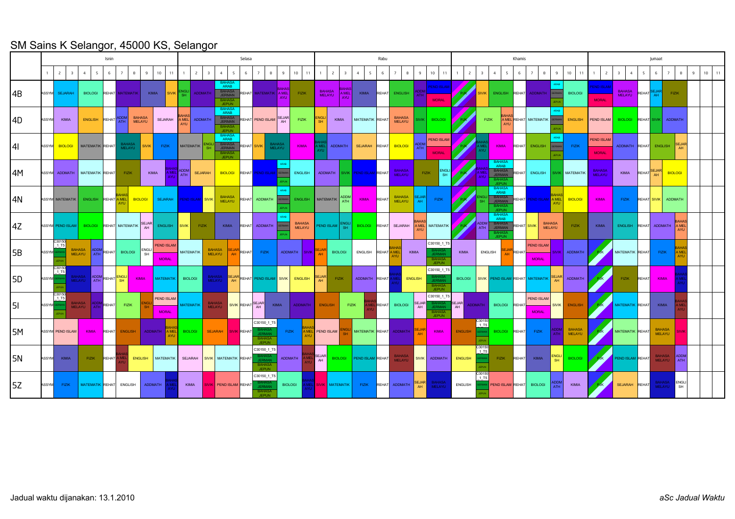# SM Sains K Selangor, 45000 KS, Selangor

The original timetable places each subject in numbered period slots (1–11 each day); the period positions are not shown below. Each cell lists the subjects for that day in order.

| | Isnin | Selasa | Rabu | Khamis | Jumaat |
|---|---|---|---|---|---|
| 4B | ASSYM, SEJARAH, BIOLOGI, REHAT, MATEMATIK, KIMIA, SIVIK | ENGLISH, ADDMATH, BAHASA ARAB / BAHASA JERMAN / BAHASA JEPUN, REHAT, MATEMATIK, BAHASA MELAYU, FIZIK | BAHASA MELAYU, BAHASA MELAYU, KIMIA, REHAT, ENGLISH, ADDMATH, PEND ISLAM / MORAL | PJK, SIVIK, ENGLISH, REHAT, ADDMATH, ARAB / GERMAN / JEPUN, BIOLOGI | PEND ISLAM / MORAL, BAHASA MELAYU, REHAT, SEJARAH, FIZIK |
| 4D | ASSYM, KIMIA, ENGLISH, REHAT, ADDMATH, BAHASA MELAYU, SEJARAH | BAHASA MELAYU, ADDMATH, BAHASA ARAB / BAHASA JERMAN / BAHASA JEPUN, REHAT, PEND ISLAM, SEJARAH, FIZIK | ENGLISH, KIMIA, MATEMATIK, REHAT, BAHASA MELAYU, SIVIK, BIOLOGI | PJK, FIZIK, BAHASA MELAYU, REHAT, MATEMATIK, ARAB / GERMAN / JEPUN, ENGLISH | PEND ISLAM, BIOLOGI, REHAT, SIVIK, ADDMATH |
| 4I | ASSYM, BIOLOGI, MATEMATIK, REHAT, BAHASA MELAYU, SIVIK, FIZIK | MATEMATIK, ENGLISH, BAHASA ARAB / BAHASA JERMAN / BAHASA JEPUN, REHAT, SIVIK, BAHASA MELAYU, KIMIA | BAHASA MELAYU, ADDMATH, SEJARAH, REHAT, BIOLOGI, ADDMATH, PEND ISLAM / MORAL | PJK, BAHASA MELAYU, KIMIA, REHAT, ENGLISH, ARAB / GERMAN / JEPUN, FIZIK | PEND ISLAM / MORAL, ADDMATH, REHAT, ENGLISH, SEJARAH |
| 4M | ASSYM, ADDMATH, MATEMATIK, REHAT, FIZIK, KIMIA, BAHASA MELAYU | ADDMATH, SEJARAH, BIOLOGI, REHAT, PEND ISLAM, ARAB / GERMAN / JEPUN, ENGLISH | ADDMATH, SIVIK, PEND ISLAM, REHAT, BAHASA MELAYU, FIZIK, ENGLISH | PJK, BAHASA MELAYU, BAHASA ARAB / BAHASA JERMAN / BAHASA JEPUN, REHAT, ENGLISH, SIVIK, MATEMATIK | BAHASA MELAYU, KIMIA, REHAT, SEJARAH, BIOLOGI |
| 4N | ASSYM, MATEMATIK, ENGLISH, REHAT, BAHASA MELAYU, BIOLOGI, SEJARAH | PEND ISLAM, SIVIK, BAHASA MELAYU, REHAT, ADDMATH, ARAB / GERMAN / JEPUN, ENGLISH | MATEMATIK, ADDMATH, KIMIA, REHAT, BAHASA MELAYU, SEJARAH, FIZIK | PJK, ENGLISH, BAHASA ARAB / BAHASA JERMAN / BAHASA JEPUN, REHAT, PEND ISLAM, BAHASA MELAYU, BIOLOGI | KIMIA, FIZIK, REHAT, SIVIK, ADDMATH |
| 4Z | ASSYM, PEND ISLAM, BIOLOGI, REHAT, MATEMATIK, SEJARAH, ENGLISH | SIVIK, FIZIK, KIMIA, REHAT, ADDMATH, ARAB / GERMAN / JEPUN, BAHASA MELAYU | PEND ISLAM, ENGLISH, BIOLOGI, REHAT, SEJARAH, BAHASA MELAYU, MATEMATIK | PJK, ADDMATH, BAHASA ARAB / BAHASA JERMAN / BAHASA JEPUN, REHAT, SIVIK, BAHASA MELAYU, FIZIK | KIMIA, ENGLISH, REHAT, ADDMATH, BAHASA MELAYU |
| 5B | ASSYM, C30150_1_T5 (GERMAN / JEPUN), BAHASA MELAYU, ADDMATH, REHAT, BIOLOGI, ENGLISH, PEND ISLAM / MORAL | MATEMATIK, BAHASA MELAYU, SEJARAH, REHAT, FIZIK, ADDMATH, SIVIK | SEJARAH, BIOLOGI, ENGLISH, REHAT, BAHASA MELAYU, KIMIA, C30150_1_T5 (BAHASA JERMAN / BAHASA JEPUN) | KIMIA, ENGLISH, SEJARAH, REHAT, PEND ISLAM / MORAL, SIVIK, ADDMATH | PJK, MATEMATIK, REHAT, FIZIK, BAHASA MELAYU |
| 5D | ASSYM, C30150_1_T5 (GERMAN / JEPUN), BAHASA MELAYU, ADDMATH, REHAT, ENGLISH, KIMIA, MATEMATIK | BIOLOGI, BAHASA MELAYU, SEJARAH, REHAT, PEND ISLAM, SIVIK, ENGLISH | SEJARAH, FIZIK, ADDMATH, REHAT, BAHASA MELAYU, ENGLISH, C30150_1_T5 (BAHASA JERMAN / BAHASA JEPUN) | BIOLOGI, SIVIK, PEND ISLAM, REHAT, MATEMATIK, SEJARAH, ADDMATH | PJK, FIZIK, REHAT, KIMIA, BAHASA MELAYU |
| 5I | ASSYM, C30150_1_T5 (GERMAN / JEPUN), BAHASA MELAYU, ADDMATH, REHAT, FIZIK, ENGLISH, PEND ISLAM / MORAL | MATEMATIK, BAHASA MELAYU, SIVIK, REHAT, SEJARAH, KIMIA, ADDMATH | ENGLISH, FIZIK, BAHASA MELAYU, REHAT, BIOLOGI, SEJARAH, C30150_1_T5 (BAHASA JERMAN / BAHASA JEPUN) | SEJARAH, ADDMATH, BIOLOGI, REHAT, PEND ISLAM / MORAL, SIVIK, ENGLISH | PJK, MATEMATIK, REHAT, KIMIA, BAHASA MELAYU |
| 5M | ASSYM, PEND ISLAM, KIMIA, REHAT, ENGLISH, ADDMATH, BAHASA MELAYU | BIOLOGI, SEJARAH, SIVIK, REHAT, C30150_1_T5 (BAHASA JERMAN / BAHASA JEPUN), FIZIK, BAHASA MELAYU | PEND ISLAM, ENGLISH, MATEMATIK, REHAT, ADDMATH, SEJARAH, KIMIA | ENGLISH, C30150_1_T5 (GERMAN / JEPUN), BIOLOGI, REHAT, FIZIK, ADDMATH, BAHASA MELAYU | PJK, MATEMATIK, REHAT, BAHASA MELAYU, SIVIK |
| 5N | ASSYM, KIMIA, FIZIK, REHAT, BAHASA MELAYU, ENGLISH, MATEMATIK | SEJARAH, SIVIK, MATEMATIK, REHAT, C30150_1_T5 (BAHASA JERMAN / BAHASA JEPUN), ADDMATH, BAHASA MELAYU | SEJARAH, BIOLOGI, PEND ISLAM, REHAT, BAHASA MELAYU, SIVIK, ADDMATH | ENGLISH, C30150_1_T5 (GERMAN / JEPUN), FIZIK, REHAT, KIMIA, ENGLISH, BIOLOGI | PJK, PEND ISLAM, REHAT, BAHASA MELAYU, ADDMATH |
| 5Z | ASSYM, FIZIK, MATEMATIK, REHAT, ENGLISH, ADDMATH, BAHASA MELAYU | KIMIA, SIVIK, PEND ISLAM, REHAT, C30150_1_T5 (BAHASA JERMAN / BAHASA JEPUN), BIOLOGI, BAHASA MELAYU | SIVIK, MATEMATIK, FIZIK, REHAT, ADDMATH, SEJARAH, BAHASA MELAYU | ENGLISH, C30150_1_T5 (GERMAN / JEPUN), PEND ISLAM, REHAT, BIOLOGI, ADDMATH, KIMIA | PJK, SEJARAH, REHAT, BAHASA MELAYU, ENGLISH |

Jadual waktu dijanakan: 13.1.2010

*aSc Jadual Waktu*